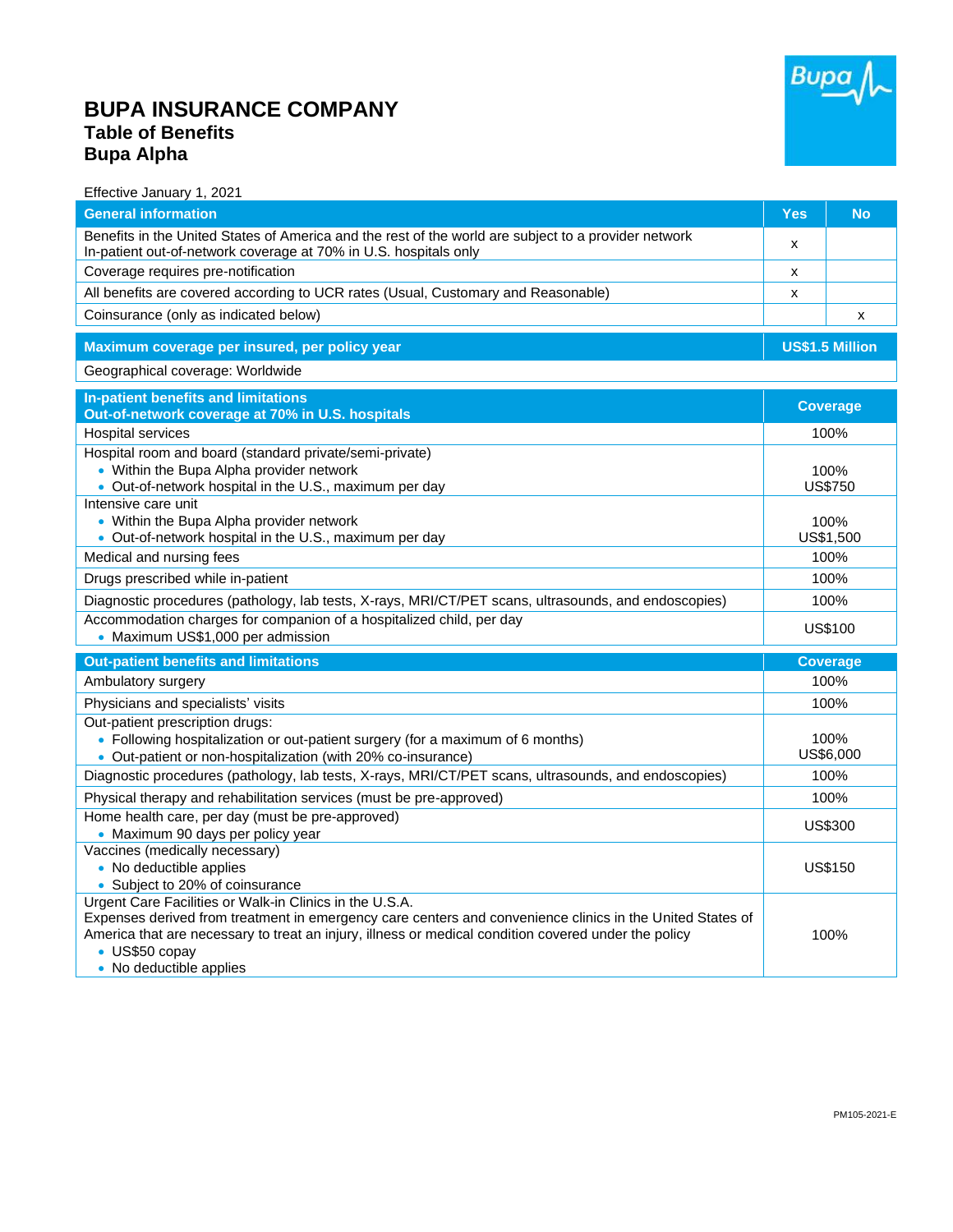# BUPA INSURANCE COMPANY
## Table of Benefits
## Bupa Alpha

Effective January 1, 2021

| General information | Yes | No |
|---|---|---|
| Benefits in the United States of America and the rest of the world are subject to a provider network<br>In-patient out-of-network coverage at 70% in U.S. hospitals only | x | |
| Coverage requires pre-notification | x | |
| All benefits are covered according to UCR rates (Usual, Customary and Reasonable) | x | |
| Coinsurance (only as indicated below) | | x |

| Maximum coverage per insured, per policy year | US$1.5 Million |
|---|---|
| Geographical coverage: Worldwide | |

| In-patient benefits and limitations<br>Out-of-network coverage at 70% in U.S. hospitals | Coverage |
|---|---|
| Hospital services | 100% |
| Hospital room and board (standard private/semi-private)<br>• Within the Bupa Alpha provider network<br>• Out-of-network hospital in the U.S., maximum per day | <br>100%<br>US$750 |
| Intensive care unit<br>• Within the Bupa Alpha provider network<br>• Out-of-network hospital in the U.S., maximum per day | <br>100%<br>US$1,500 |
| Medical and nursing fees | 100% |
| Drugs prescribed while in-patient | 100% |
| Diagnostic procedures (pathology, lab tests, X-rays, MRI/CT/PET scans, ultrasounds, and endoscopies) | 100% |
| Accommodation charges for companion of a hospitalized child, per day<br>• Maximum US$1,000 per admission | US$100 |

| Out-patient benefits and limitations | Coverage |
|---|---|
| Ambulatory surgery | 100% |
| Physicians and specialists' visits | 100% |
| Out-patient prescription drugs:<br>• Following hospitalization or out-patient surgery (for a maximum of 6 months)<br>• Out-patient or non-hospitalization (with 20% co-insurance) | <br>100%<br>US$6,000 |
| Diagnostic procedures (pathology, lab tests, X-rays, MRI/CT/PET scans, ultrasounds, and endoscopies) | 100% |
| Physical therapy and rehabilitation services (must be pre-approved) | 100% |
| Home health care, per day (must be pre-approved)<br>• Maximum 90 days per policy year | US$300 |
| Vaccines (medically necessary)<br>• No deductible applies<br>• Subject to 20% of coinsurance | US$150 |
| Urgent Care Facilities or Walk-in Clinics in the U.S.A.<br>Expenses derived from treatment in emergency care centers and convenience clinics in the United States of America that are necessary to treat an injury, illness or medical condition covered under the policy<br>• US$50 copay<br>• No deductible applies | 100% |

PM105-2021-E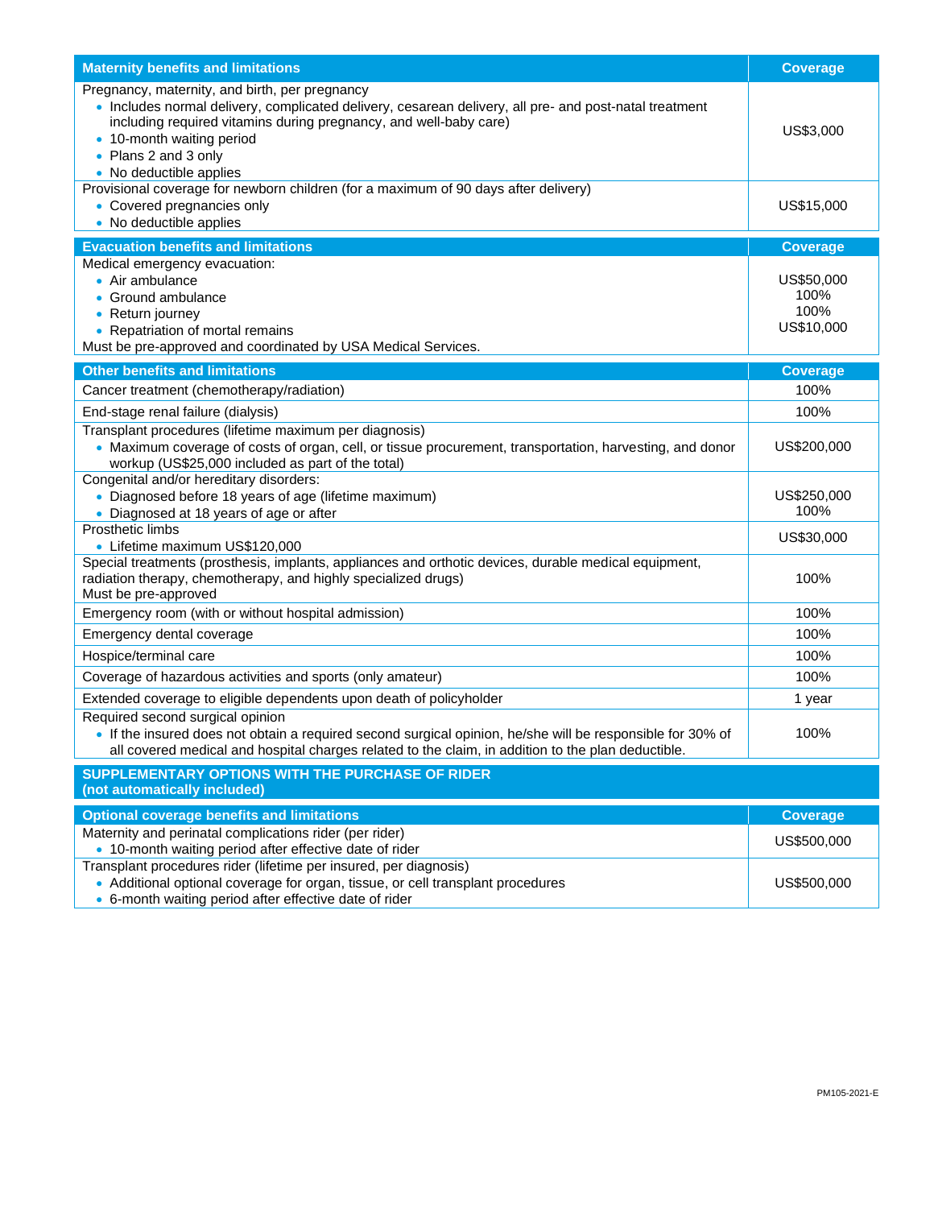| Maternity benefits and limitations | Coverage |
|---|---|
| Pregnancy, maternity, and birth, per pregnancy<br>• Includes normal delivery, complicated delivery, cesarean delivery, all pre- and post-natal treatment including required vitamins during pregnancy, and well-baby care)<br>• 10-month waiting period<br>• Plans 2 and 3 only<br>• No deductible applies | US$3,000 |
| Provisional coverage for newborn children (for a maximum of 90 days after delivery)<br>• Covered pregnancies only<br>• No deductible applies | US$15,000 |

| Evacuation benefits and limitations | Coverage |
|---|---|
| Medical emergency evacuation:<br>• Air ambulance<br>• Ground ambulance<br>• Return journey<br>• Repatriation of mortal remains<br>Must be pre-approved and coordinated by USA Medical Services. | US$50,000<br>100%<br>100%<br>US$10,000 |

| Other benefits and limitations | Coverage |
|---|---|
| Cancer treatment (chemotherapy/radiation) | 100% |
| End-stage renal failure (dialysis) | 100% |
| Transplant procedures (lifetime maximum per diagnosis)<br>• Maximum coverage of costs of organ, cell, or tissue procurement, transportation, harvesting, and donor workup (US$25,000 included as part of the total) | US$200,000 |
| Congenital and/or hereditary disorders:<br>• Diagnosed before 18 years of age (lifetime maximum)<br>• Diagnosed at 18 years of age or after | US$250,000<br>100% |
| Prosthetic limbs<br>• Lifetime maximum US$120,000 | US$30,000 |
| Special treatments (prosthesis, implants, appliances and orthotic devices, durable medical equipment, radiation therapy, chemotherapy, and highly specialized drugs)<br>Must be pre-approved | 100% |
| Emergency room (with or without hospital admission) | 100% |
| Emergency dental coverage | 100% |
| Hospice/terminal care | 100% |
| Coverage of hazardous activities and sports (only amateur) | 100% |
| Extended coverage to eligible dependents upon death of policyholder | 1 year |
| Required second surgical opinion<br>• If the insured does not obtain a required second surgical opinion, he/she will be responsible for 30% of all covered medical and hospital charges related to the claim, in addition to the plan deductible. | 100% |

## SUPPLEMENTARY OPTIONS WITH THE PURCHASE OF RIDER (not automatically included)

| Optional coverage benefits and limitations | Coverage |
|---|---|
| Maternity and perinatal complications rider (per rider)<br>• 10-month waiting period after effective date of rider | US$500,000 |
| Transplant procedures rider (lifetime per insured, per diagnosis)<br>• Additional optional coverage for organ, tissue, or cell transplant procedures<br>• 6-month waiting period after effective date of rider | US$500,000 |

PM105-2021-E